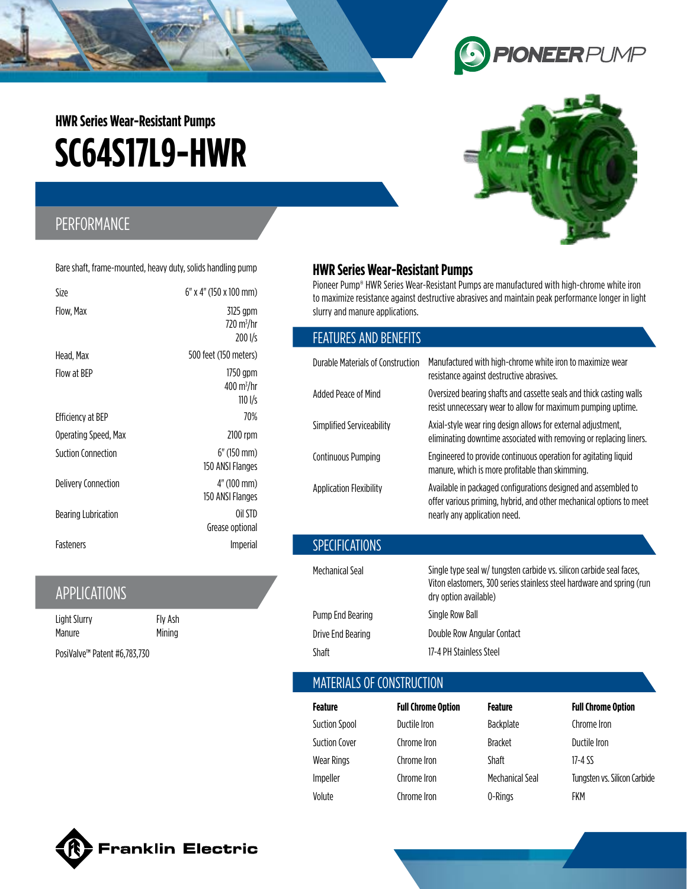### HWR Series Wear-Resistant Pumps

# SC64S17L9-HWR

## PERFORMANCE

Bare shaft, frame-mounted, heavy duty, solids handling pump

| | |
|---|---|
| Size | 6" x 4" (150 x 100 mm) |
| Flow, Max | 3125 gpm<br>720 $m^3$/hr<br>200 l/s |
| Head, Max | 500 feet (150 meters) |
| Flow at BEP | 1750 gpm<br>400 $m^3$/hr<br>110 l/s |
| Efficiency at BEP | 70% |
| Operating Speed, Max | 2100 rpm |
| Suction Connection | 6" (150 mm)<br>150 ANSI Flanges |
| Delivery Connection | 4" (100 mm)<br>150 ANSI Flanges |
| Bearing Lubrication | Oil STD<br>Grease optional |
| Fasteners | Imperial |

## APPLICATIONS

| | |
|---|---|
| Light Slurry | Fly Ash |
| Manure | Mining |

PosiValve™ Patent #6,783,730

## HWR Series Wear-Resistant Pumps

Pioneer Pump® HWR Series Wear-Resistant Pumps are manufactured with high-chrome white iron to maximize resistance against destructive abrasives and maintain peak performance longer in light slurry and manure applications.

## FEATURES AND BENEFITS

| | |
|---|---|
| Durable Materials of Construction | Manufactured with high-chrome white iron to maximize wear resistance against destructive abrasives. |
| Added Peace of Mind | Oversized bearing shafts and cassette seals and thick casting walls resist unnecessary wear to allow for maximum pumping uptime. |
| Simplified Serviceability | Axial-style wear ring design allows for external adjustment, eliminating downtime associated with removing or replacing liners. |
| Continuous Pumping | Engineered to provide continuous operation for agitating liquid manure, which is more profitable than skimming. |
| Application Flexibility | Available in packaged configurations designed and assembled to offer various priming, hybrid, and other mechanical options to meet nearly any application need. |

## SPECIFICATIONS

| | |
|---|---|
| Mechanical Seal | Single type seal w/ tungsten carbide vs. silicon carbide seal faces, Viton elastomers, 300 series stainless steel hardware and spring (run dry option available) |
| Pump End Bearing | Single Row Ball |
| Drive End Bearing | Double Row Angular Contact |
| Shaft | 17-4 PH Stainless Steel |

## MATERIALS OF CONSTRUCTION

| Feature | Full Chrome Option | Feature | Full Chrome Option |
|---|---|---|---|
| Suction Spool | Ductile Iron | Backplate | Chrome Iron |
| Suction Cover | Chrome Iron | Bracket | Ductile Iron |
| Wear Rings | Chrome Iron | Shaft | 17-4 SS |
| Impeller | Chrome Iron | Mechanical Seal | Tungsten vs. Silicon Carbide |
| Volute | Chrome Iron | O-Rings | FKM |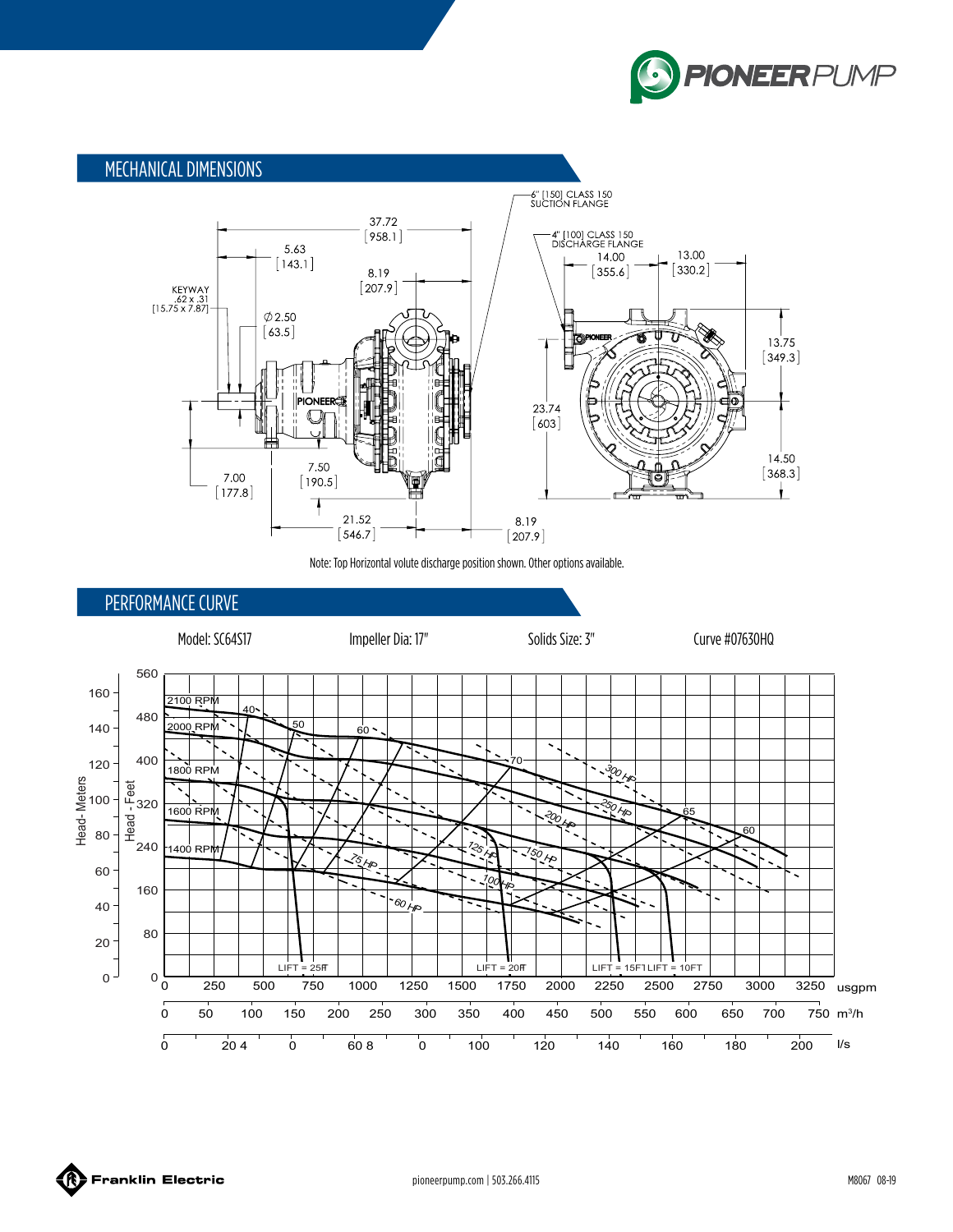## MECHANICAL DIMENSIONS

6" [150] CLASS 150 SUCTION FLANGE

4" [100] CLASS 150 DISCHARGE FLANGE

37.72 [958.1]

5.63 [143.1]

8.19 [207.9]

KEYWAY .62 x .31 [15.75 x 7.87]

∅ 2.50 [63.5]

7.00 [177.8]

7.50 [190.5]

21.52 [546.7]

8.19 [207.9]

14.00 [355.6]

13.00 [330.2]

13.75 [349.3]

23.74 [603]

14.50 [368.3]

Note: Top Horizontal volute discharge position shown. Other options available.

## PERFORMANCE CURVE

Model: SC64S17 | Impeller Dia: 17" | Solids Size: 3" | Curve #07630HQ

Head - Meters: 0, 20, 40, 60, 80, 100, 120, 140, 160

Head - Feet: 0, 80, 160, 240, 320, 400, 480, 560

2100 RPM
2000 RPM
1800 RPM
1600 RPM
1400 RPM

40, 50, 60, 70, 65, 60

300 HP, 250 HP, 200 HP, 150 HP, 125 HP, 100 HP, 75 HP, 60 HP

LIFT = 25FT, LIFT = 20FT, LIFT = 15FT, LIFT = 10FT

usgpm: 0, 250, 500, 750, 1000, 1250, 1500, 1750, 2000, 2250, 2500, 2750, 3000, 3250

m³/h: 0, 50, 100, 150, 200, 250, 300, 350, 400, 450, 500, 550, 600, 650, 700, 750

l/s: 0, 20 4, 0, 60 8, 0, 100, 120, 140, 160, 180, 200